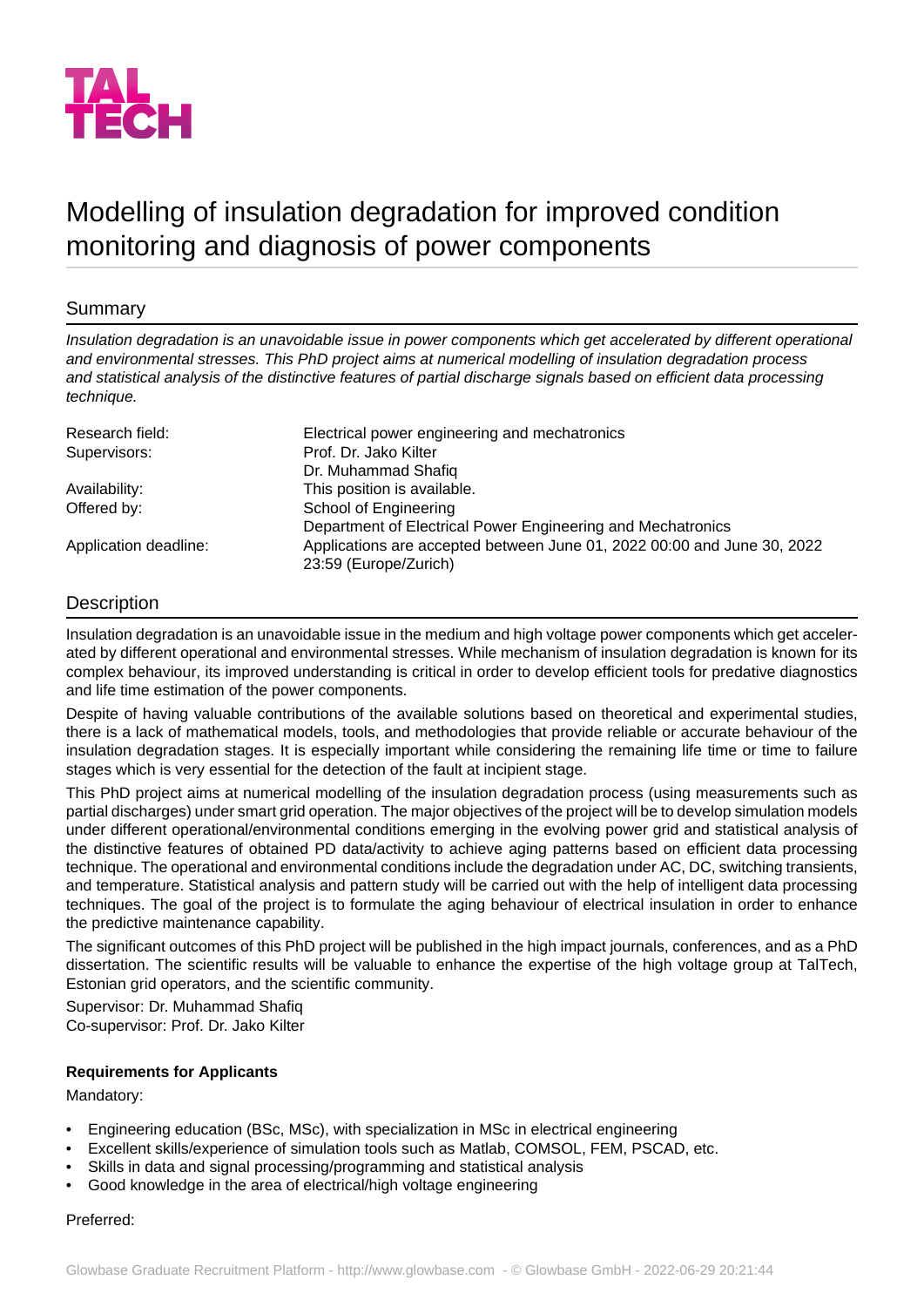# Modelling of insulation degradation for improved condition monitoring and diagnosis of power components

## Summary

*Insulation degradation is an unavoidable issue in power components which get accelerated by different operational and environmental stresses. This PhD project aims at numerical modelling of insulation degradation process and statistical analysis of the distinctive features of partial discharge signals based on efficient data processing technique.*

| | |
|---|---|
| Research field: | Electrical power engineering and mechatronics |
| Supervisors: | Prof. Dr. Jako Kilter<br>Dr. Muhammad Shafiq |
| Availability: | This position is available. |
| Offered by: | School of Engineering<br>Department of Electrical Power Engineering and Mechatronics |
| Application deadline: | Applications are accepted between June 01, 2022 00:00 and June 30, 2022 23:59 (Europe/Zurich) |

## Description

Insulation degradation is an unavoidable issue in the medium and high voltage power components which get accelerated by different operational and environmental stresses. While mechanism of insulation degradation is known for its complex behaviour, its improved understanding is critical in order to develop efficient tools for predative diagnostics and life time estimation of the power components.

Despite of having valuable contributions of the available solutions based on theoretical and experimental studies, there is a lack of mathematical models, tools, and methodologies that provide reliable or accurate behaviour of the insulation degradation stages. It is especially important while considering the remaining life time or time to failure stages which is very essential for the detection of the fault at incipient stage.

This PhD project aims at numerical modelling of the insulation degradation process (using measurements such as partial discharges) under smart grid operation. The major objectives of the project will be to develop simulation models under different operational/environmental conditions emerging in the evolving power grid and statistical analysis of the distinctive features of obtained PD data/activity to achieve aging patterns based on efficient data processing technique. The operational and environmental conditions include the degradation under AC, DC, switching transients, and temperature. Statistical analysis and pattern study will be carried out with the help of intelligent data processing techniques. The goal of the project is to formulate the aging behaviour of electrical insulation in order to enhance the predictive maintenance capability.

The significant outcomes of this PhD project will be published in the high impact journals, conferences, and as a PhD dissertation. The scientific results will be valuable to enhance the expertise of the high voltage group at TalTech, Estonian grid operators, and the scientific community.

Supervisor: Dr. Muhammad Shafiq
Co-supervisor: Prof. Dr. Jako Kilter

**Requirements for Applicants**

Mandatory:

- Engineering education (BSc, MSc), with specialization in MSc in electrical engineering
- Excellent skills/experience of simulation tools such as Matlab, COMSOL, FEM, PSCAD, etc.
- Skills in data and signal processing/programming and statistical analysis
- Good knowledge in the area of electrical/high voltage engineering

Preferred: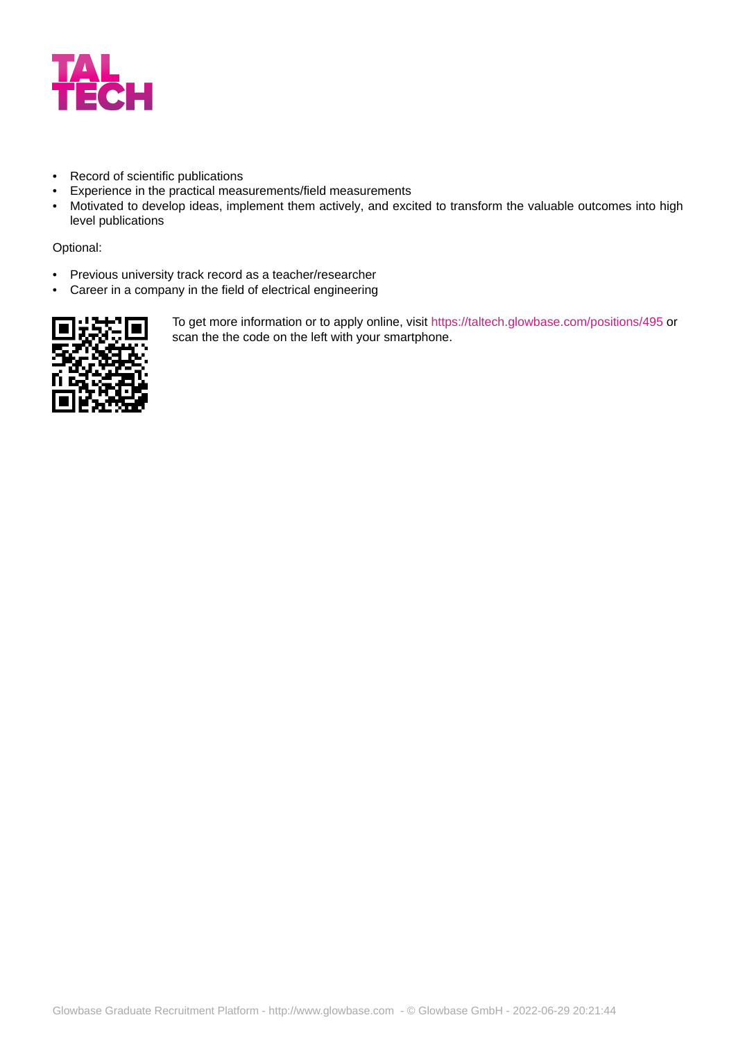- Record of scientific publications
- Experience in the practical measurements/field measurements
- Motivated to develop ideas, implement them actively, and excited to transform the valuable outcomes into high level publications

Optional:

- Previous university track record as a teacher/researcher
- Career in a company in the field of electrical engineering

To get more information or to apply online, visit https://taltech.glowbase.com/positions/495 or scan the the code on the left with your smartphone.